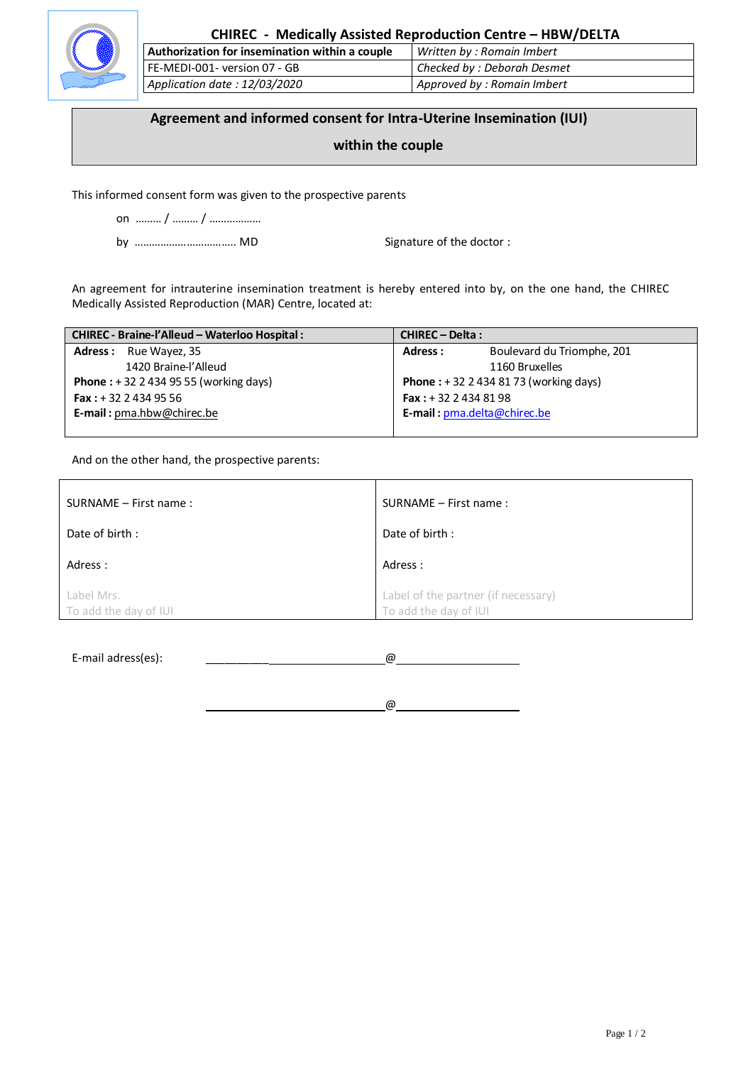**CHIREC - Medically Assisted Reproduction Centre – HBW/DELTA**

| **Authorization for insemination within a couple** | *Written by : Romain Imbert* |
|---|---|
| FE-MEDI-001- version 07 - GB | *Checked by : Deborah Desmet* |
| *Application date : 12/03/2020* | *Approved by : Romain Imbert* |

# Agreement and informed consent for Intra-Uterine Insemination (IUI) within the couple

This informed consent form was given to the prospective parents

on ……… / ……… / ………………

by ……………………………… MD                                        Signature of the doctor :

An agreement for intrauterine insemination treatment is hereby entered into by, on the one hand, the CHIREC Medically Assisted Reproduction (MAR) Centre, located at:

| **CHIREC - Braine-l'Alleud – Waterloo Hospital :** | **CHIREC – Delta :** |
|---|---|
| **Adress :** Rue Wayez, 35<br>1420 Braine-l'Alleud<br>**Phone :** + 32 2 434 95 55 (working days)<br>**Fax :** + 32 2 434 95 56<br>**E-mail :** pma.hbw@chirec.be | **Adress :** Boulevard du Triomphe, 201<br>1160 Bruxelles<br>**Phone :** + 32 2 434 81 73 (working days)<br>**Fax :** + 32 2 434 81 98<br>**E-mail :** pma.delta@chirec.be |

And on the other hand, the prospective parents:

| | |
|---|---|
| SURNAME – First name :<br><br>Date of birth :<br><br>Adress :<br><br>Label Mrs.<br>To add the day of IUI | SURNAME – First name :<br><br>Date of birth :<br><br>Adress :<br><br>Label of the partner (if necessary)<br>To add the day of IUI |

E-mail adress(es): ______________________________@______________________

______________________________@______________________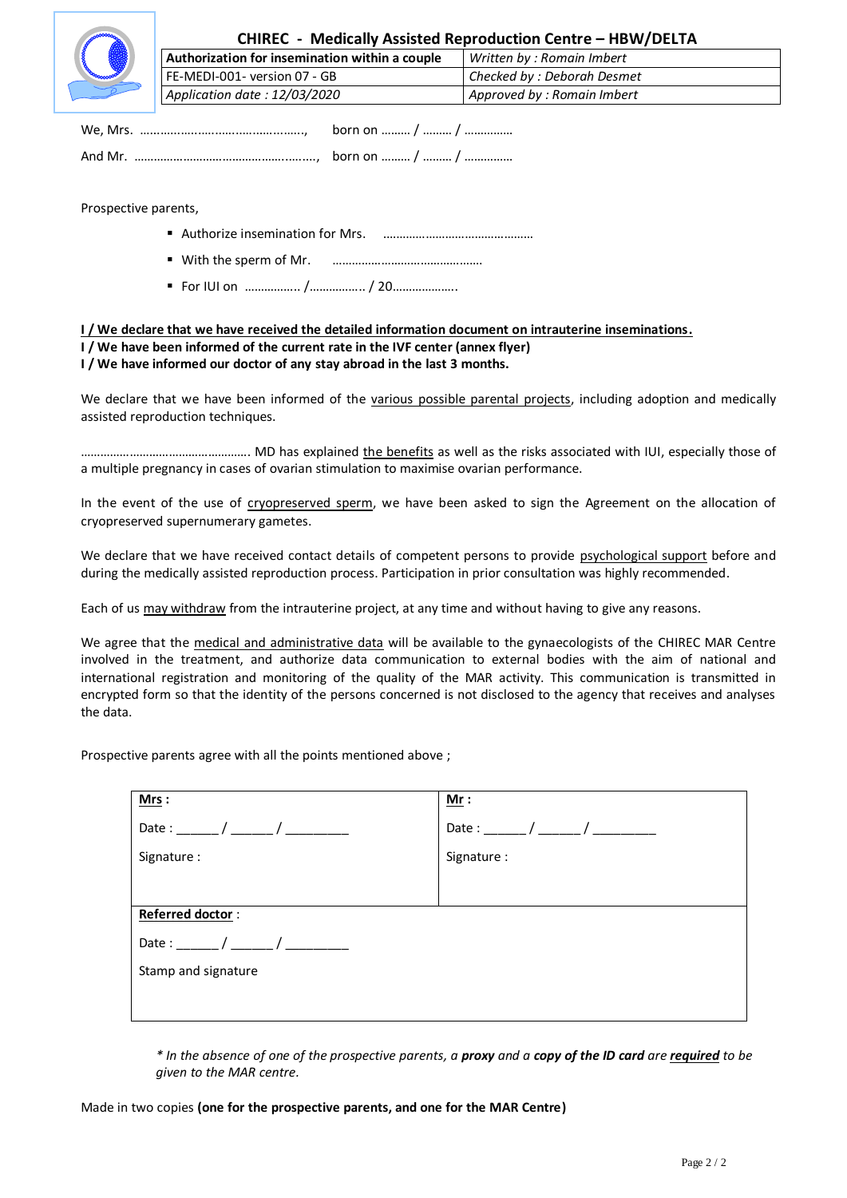## CHIREC - Medically Assisted Reproduction Centre – HBW/DELTA

| | |
|---|---|
| **Authorization for insemination within a couple** | *Written by : Romain Imbert* |
| FE-MEDI-001- version 07 - GB | *Checked by : Deborah Desmet* |
| *Application date : 12/03/2020* | *Approved by : Romain Imbert* |

We, Mrs. ……………………………………….., born on ……… / ……… / ……………

And Mr. …………………………………………..……, born on ……… / ……… / ……………

Prospective parents,

- Authorize insemination for Mrs. ………………………………………
- With the sperm of Mr. ………………………………………
- For IUI on …………….. /…………….. / 20………………..

**I / We declare that we have received the detailed information document on intrauterine inseminations.**
**I / We have been informed of the current rate in the IVF center (annex flyer)**
**I / We have informed our doctor of any stay abroad in the last 3 months.**

We declare that we have been informed of the various possible parental projects, including adoption and medically assisted reproduction techniques.

……………………………………………. MD has explained the benefits as well as the risks associated with IUI, especially those of a multiple pregnancy in cases of ovarian stimulation to maximise ovarian performance.

In the event of the use of cryopreserved sperm, we have been asked to sign the Agreement on the allocation of cryopreserved supernumerary gametes.

We declare that we have received contact details of competent persons to provide psychological support before and during the medically assisted reproduction process. Participation in prior consultation was highly recommended.

Each of us may withdraw from the intrauterine project, at any time and without having to give any reasons.

We agree that the medical and administrative data will be available to the gynaecologists of the CHIREC MAR Centre involved in the treatment, and authorize data communication to external bodies with the aim of national and international registration and monitoring of the quality of the MAR activity. This communication is transmitted in encrypted form so that the identity of the persons concerned is not disclosed to the agency that receives and analyses the data.

Prospective parents agree with all the points mentioned above ;

| | |
|---|---|
| **Mrs :**<br>Date : ______ / ______ / _________<br>Signature : | **Mr :**<br>Date : ______ / ______ / _________<br>Signature : |
| **Referred doctor :**<br>Date : ______ / ______ / _________<br>Stamp and signature | |

*\* In the absence of one of the prospective parents, a **proxy** and a **copy of the ID card** are **required** to be given to the MAR centre.*

Made in two copies **(one for the prospective parents, and one for the MAR Centre)**